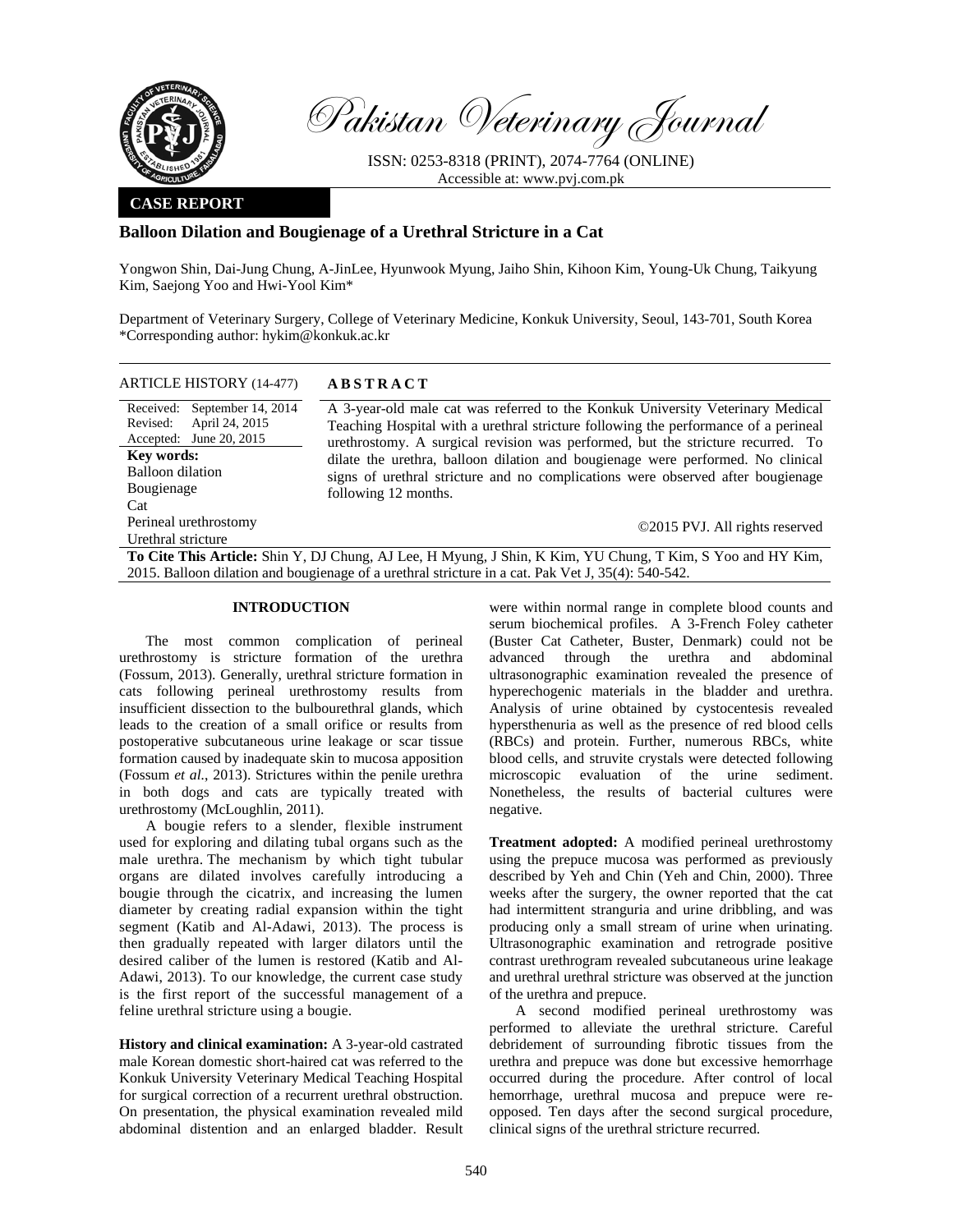Pakistan Veterinary Journal

ISSN: 0253-8318 (PRINT), 2074-7764 (ONLINE)
Accessible at: www.pvj.com.pk

**CASE REPORT**

# Balloon Dilation and Bougienage of a Urethral Stricture in a Cat

Yongwon Shin, Dai-Jung Chung, A-JinLee, Hyunwook Myung, Jaiho Shin, Kihoon Kim, Young-Uk Chung, Taikyung Kim, Saejong Yoo and Hwi-Yool Kim*

Department of Veterinary Surgery, College of Veterinary Medicine, Konkuk University, Seoul, 143-701, South Korea
*Corresponding author: hykim@konkuk.ac.kr

ARTICLE HISTORY (14-477)

Received: September 14, 2014
Revised: April 24, 2015
Accepted: June 20, 2015

**Key words:**
Balloon dilation
Bougienage
Cat
Perineal urethrostomy
Urethral stricture

## ABSTRACT

A 3-year-old male cat was referred to the Konkuk University Veterinary Medical Teaching Hospital with a urethral stricture following the performance of a perineal urethrostomy. A surgical revision was performed, but the stricture recurred. To dilate the urethra, balloon dilation and bougienage were performed. No clinical signs of urethral stricture and no complications were observed after bougienage following 12 months.

©2015 PVJ. All rights reserved

**To Cite This Article:** Shin Y, DJ Chung, AJ Lee, H Myung, J Shin, K Kim, YU Chung, T Kim, S Yoo and HY Kim, 2015. Balloon dilation and bougienage of a urethral stricture in a cat. Pak Vet J, 35(4): 540-542.

## INTRODUCTION

The most common complication of perineal urethrostomy is stricture formation of the urethra (Fossum, 2013). Generally, urethral stricture formation in cats following perineal urethrostomy results from insufficient dissection to the bulbourethral glands, which leads to the creation of a small orifice or results from postoperative subcutaneous urine leakage or scar tissue formation caused by inadequate skin to mucosa apposition (Fossum *et al.*, 2013). Strictures within the penile urethra in both dogs and cats are typically treated with urethrostomy (McLoughlin, 2011).

A bougie refers to a slender, flexible instrument used for exploring and dilating tubal organs such as the male urethra. The mechanism by which tight tubular organs are dilated involves carefully introducing a bougie through the cicatrix, and increasing the lumen diameter by creating radial expansion within the tight segment (Katib and Al-Adawi, 2013). The process is then gradually repeated with larger dilators until the desired caliber of the lumen is restored (Katib and Al-Adawi, 2013). To our knowledge, the current case study is the first report of the successful management of a feline urethral stricture using a bougie.

**History and clinical examination:** A 3-year-old castrated male Korean domestic short-haired cat was referred to the Konkuk University Veterinary Medical Teaching Hospital for surgical correction of a recurrent urethral obstruction. On presentation, the physical examination revealed mild abdominal distention and an enlarged bladder. Result were within normal range in complete blood counts and serum biochemical profiles. A 3-French Foley catheter (Buster Cat Catheter, Buster, Denmark) could not be advanced through the urethra and abdominal ultrasonographic examination revealed the presence of hyperechogenic materials in the bladder and urethra. Analysis of urine obtained by cystocentesis revealed hypersthenuria as well as the presence of red blood cells (RBCs) and protein. Further, numerous RBCs, white blood cells, and struvite crystals were detected following microscopic evaluation of the urine sediment. Nonetheless, the results of bacterial cultures were negative.

**Treatment adopted:** A modified perineal urethrostomy using the prepuce mucosa was performed as previously described by Yeh and Chin (Yeh and Chin, 2000). Three weeks after the surgery, the owner reported that the cat had intermittent stranguria and urine dribbling, and was producing only a small stream of urine when urinating. Ultrasonographic examination and retrograde positive contrast urethrogram revealed subcutaneous urine leakage and urethral urethral stricture was observed at the junction of the urethra and prepuce.

A second modified perineal urethrostomy was performed to alleviate the urethral stricture. Careful debridement of surrounding fibrotic tissues from the urethra and prepuce was done but excessive hemorrhage occurred during the procedure. After control of local hemorrhage, urethral mucosa and prepuce were re-opposed. Ten days after the second surgical procedure, clinical signs of the urethral stricture recurred.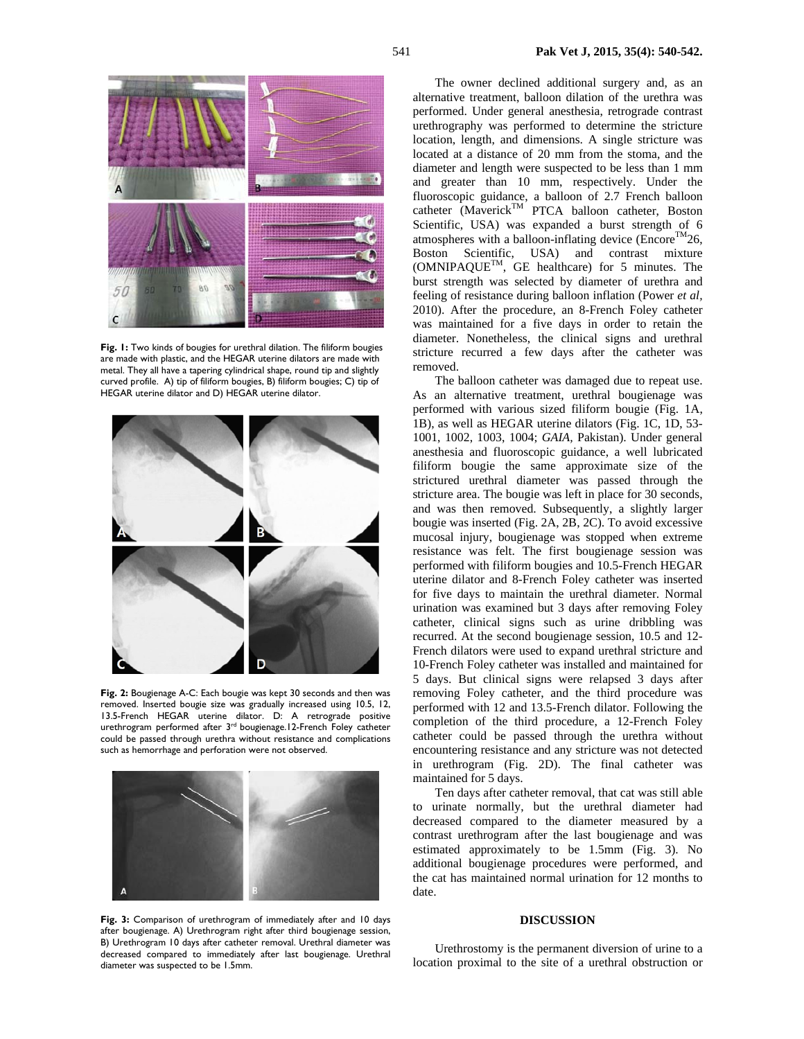Fig. 1: Two kinds of bougies for urethral dilation. The filiform bougies are made with plastic, and the HEGAR uterine dilators are made with metal. They all have a tapering cylindrical shape, round tip and slightly curved profile. A) tip of filiform bougies, B) filiform bougies; C) tip of HEGAR uterine dilator and D) HEGAR uterine dilator.

Fig. 2: Bougienage A-C: Each bougie was kept 30 seconds and then was removed. Inserted bougie size was gradually increased using 10.5, 12, 13.5-French HEGAR uterine dilator. D: A retrograde positive urethrogram performed after 3rd bougienage.12-French Foley catheter could be passed through urethra without resistance and complications such as hemorrhage and perforation were not observed.

Fig. 3: Comparison of urethrogram of immediately after and 10 days after bougienage. A) Urethrogram right after third bougienage session, B) Urethrogram 10 days after catheter removal. Urethral diameter was decreased compared to immediately after last bougienage. Urethral diameter was suspected to be 1.5mm.

The owner declined additional surgery and, as an alternative treatment, balloon dilation of the urethra was performed. Under general anesthesia, retrograde contrast urethrography was performed to determine the stricture location, length, and dimensions. A single stricture was located at a distance of 20 mm from the stoma, and the diameter and length were suspected to be less than 1 mm and greater than 10 mm, respectively. Under the fluoroscopic guidance, a balloon of 2.7 French balloon catheter (Maverick™ PTCA balloon catheter, Boston Scientific, USA) was expanded a burst strength of 6 atmospheres with a balloon-inflating device (Encore™26, Boston Scientific, USA) and contrast mixture (OMNIPAQUE™, GE healthcare) for 5 minutes. The burst strength was selected by diameter of urethra and feeling of resistance during balloon inflation (Power *et al*, 2010). After the procedure, an 8-French Foley catheter was maintained for a five days in order to retain the diameter. Nonetheless, the clinical signs and urethral stricture recurred a few days after the catheter was removed.

The balloon catheter was damaged due to repeat use. As an alternative treatment, urethral bougienage was performed with various sized filiform bougie (Fig. 1A, 1B), as well as HEGAR uterine dilators (Fig. 1C, 1D, 53-1001, 1002, 1003, 1004; *GAIA*, Pakistan). Under general anesthesia and fluoroscopic guidance, a well lubricated filiform bougie the same approximate size of the strictured urethral diameter was passed through the stricture area. The bougie was left in place for 30 seconds, and was then removed. Subsequently, a slightly larger bougie was inserted (Fig. 2A, 2B, 2C). To avoid excessive mucosal injury, bougienage was stopped when extreme resistance was felt. The first bougienage session was performed with filiform bougies and 10.5-French HEGAR uterine dilator and 8-French Foley catheter was inserted for five days to maintain the urethral diameter. Normal urination was examined but 3 days after removing Foley catheter, clinical signs such as urine dribbling was recurred. At the second bougienage session, 10.5 and 12-French dilators were used to expand urethral stricture and 10-French Foley catheter was installed and maintained for 5 days. But clinical signs were relapsed 3 days after removing Foley catheter, and the third procedure was performed with 12 and 13.5-French dilator. Following the completion of the third procedure, a 12-French Foley catheter could be passed through the urethra without encountering resistance and any stricture was not detected in urethrogram (Fig. 2D). The final catheter was maintained for 5 days.

Ten days after catheter removal, that cat was still able to urinate normally, but the urethral diameter had decreased compared to the diameter measured by a contrast urethrogram after the last bougienage and was estimated approximately to be 1.5mm (Fig. 3). No additional bougienage procedures were performed, and the cat has maintained normal urination for 12 months to date.

## DISCUSSION

Urethrostomy is the permanent diversion of urine to a location proximal to the site of a urethral obstruction or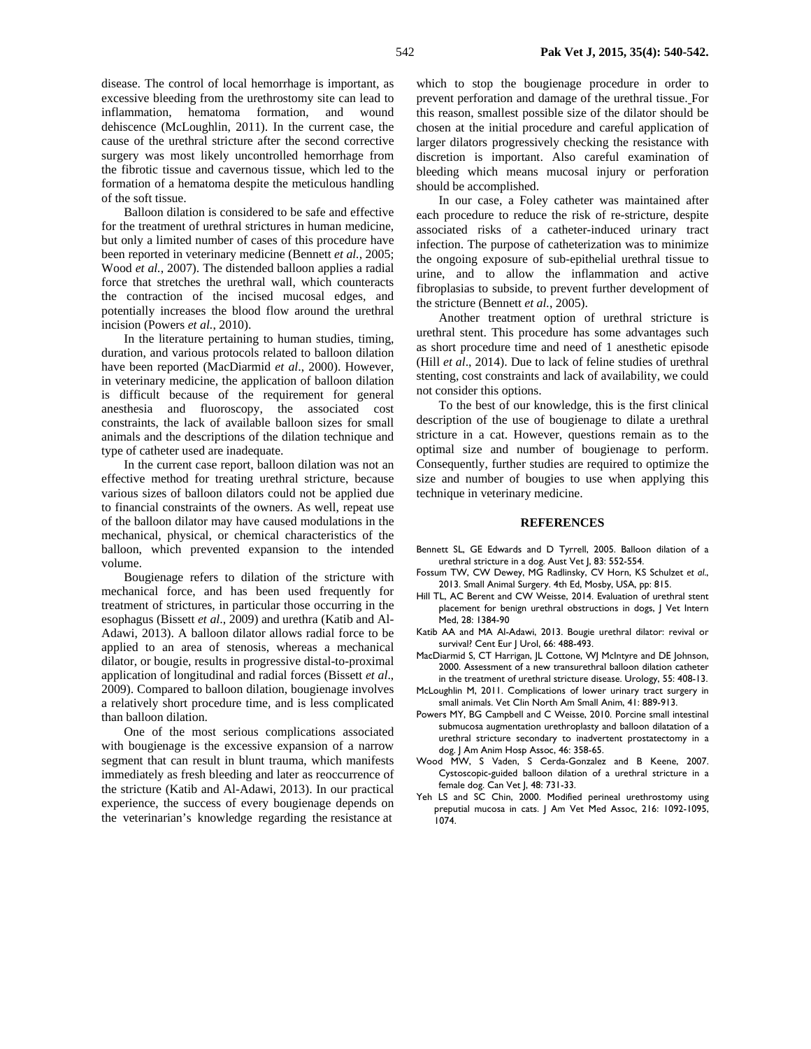disease. The control of local hemorrhage is important, as excessive bleeding from the urethrostomy site can lead to inflammation, hematoma formation, and wound dehiscence (McLoughlin, 2011). In the current case, the cause of the urethral stricture after the second corrective surgery was most likely uncontrolled hemorrhage from the fibrotic tissue and cavernous tissue, which led to the formation of a hematoma despite the meticulous handling of the soft tissue.

Balloon dilation is considered to be safe and effective for the treatment of urethral strictures in human medicine, but only a limited number of cases of this procedure have been reported in veterinary medicine (Bennett *et al.*, 2005; Wood *et al.*, 2007). The distended balloon applies a radial force that stretches the urethral wall, which counteracts the contraction of the incised mucosal edges, and potentially increases the blood flow around the urethral incision (Powers *et al.*, 2010).

In the literature pertaining to human studies, timing, duration, and various protocols related to balloon dilation have been reported (MacDiarmid *et al*., 2000). However, in veterinary medicine, the application of balloon dilation is difficult because of the requirement for general anesthesia and fluoroscopy, the associated cost constraints, the lack of available balloon sizes for small animals and the descriptions of the dilation technique and type of catheter used are inadequate.

In the current case report, balloon dilation was not an effective method for treating urethral stricture, because various sizes of balloon dilators could not be applied due to financial constraints of the owners. As well, repeat use of the balloon dilator may have caused modulations in the mechanical, physical, or chemical characteristics of the balloon, which prevented expansion to the intended volume.

Bougienage refers to dilation of the stricture with mechanical force, and has been used frequently for treatment of strictures, in particular those occurring in the esophagus (Bissett *et al*., 2009) and urethra (Katib and Al-Adawi, 2013). A balloon dilator allows radial force to be applied to an area of stenosis, whereas a mechanical dilator, or bougie, results in progressive distal-to-proximal application of longitudinal and radial forces (Bissett *et al*., 2009). Compared to balloon dilation, bougienage involves a relatively short procedure time, and is less complicated than balloon dilation.

One of the most serious complications associated with bougienage is the excessive expansion of a narrow segment that can result in blunt trauma, which manifests immediately as fresh bleeding and later as reoccurrence of the stricture (Katib and Al-Adawi, 2013). In our practical experience, the success of every bougienage depends on the veterinarian's knowledge regarding the resistance at which to stop the bougienage procedure in order to prevent perforation and damage of the urethral tissue. For this reason, smallest possible size of the dilator should be chosen at the initial procedure and careful application of larger dilators progressively checking the resistance with discretion is important. Also careful examination of bleeding which means mucosal injury or perforation should be accomplished.

In our case, a Foley catheter was maintained after each procedure to reduce the risk of re-stricture, despite associated risks of a catheter-induced urinary tract infection. The purpose of catheterization was to minimize the ongoing exposure of sub-epithelial urethral tissue to urine, and to allow the inflammation and active fibroplasias to subside, to prevent further development of the stricture (Bennett *et al.*, 2005).

Another treatment option of urethral stricture is urethral stent. This procedure has some advantages such as short procedure time and need of 1 anesthetic episode (Hill *et al*., 2014). Due to lack of feline studies of urethral stenting, cost constraints and lack of availability, we could not consider this options.

To the best of our knowledge, this is the first clinical description of the use of bougienage to dilate a urethral stricture in a cat. However, questions remain as to the optimal size and number of bougienage to perform. Consequently, further studies are required to optimize the size and number of bougies to use when applying this technique in veterinary medicine.

## REFERENCES

Bennett SL, GE Edwards and D Tyrrell, 2005. Balloon dilation of a urethral stricture in a dog. Aust Vet J, 83: 552-554.

Fossum TW, CW Dewey, MG Radlinsky, CV Horn, KS Schulzet *et al*., 2013. Small Animal Surgery. 4th Ed, Mosby, USA, pp: 815.

Hill TL, AC Berent and CW Weisse, 2014. Evaluation of urethral stent placement for benign urethral obstructions in dogs, J Vet Intern Med, 28: 1384-90

Katib AA and MA Al-Adawi, 2013. Bougie urethral dilator: revival or survival? Cent Eur J Urol, 66: 488-493.

MacDiarmid S, CT Harrigan, JL Cottone, WJ McIntyre and DE Johnson, 2000. Assessment of a new transurethral balloon dilation catheter in the treatment of urethral stricture disease. Urology, 55: 408-13.

McLoughlin M, 2011. Complications of lower urinary tract surgery in small animals. Vet Clin North Am Small Anim, 41: 889-913.

Powers MY, BG Campbell and C Weisse, 2010. Porcine small intestinal submucosa augmentation urethroplasty and balloon dilatation of a urethral stricture secondary to inadvertent prostatectomy in a dog. J Am Anim Hosp Assoc, 46: 358-65.

Wood MW, S Vaden, S Cerda-Gonzalez and B Keene, 2007. Cystoscopic-guided balloon dilation of a urethral stricture in a female dog. Can Vet J, 48: 731-33.

Yeh LS and SC Chin, 2000. Modified perineal urethrostomy using preputial mucosa in cats. J Am Vet Med Assoc, 216: 1092-1095, 1074.